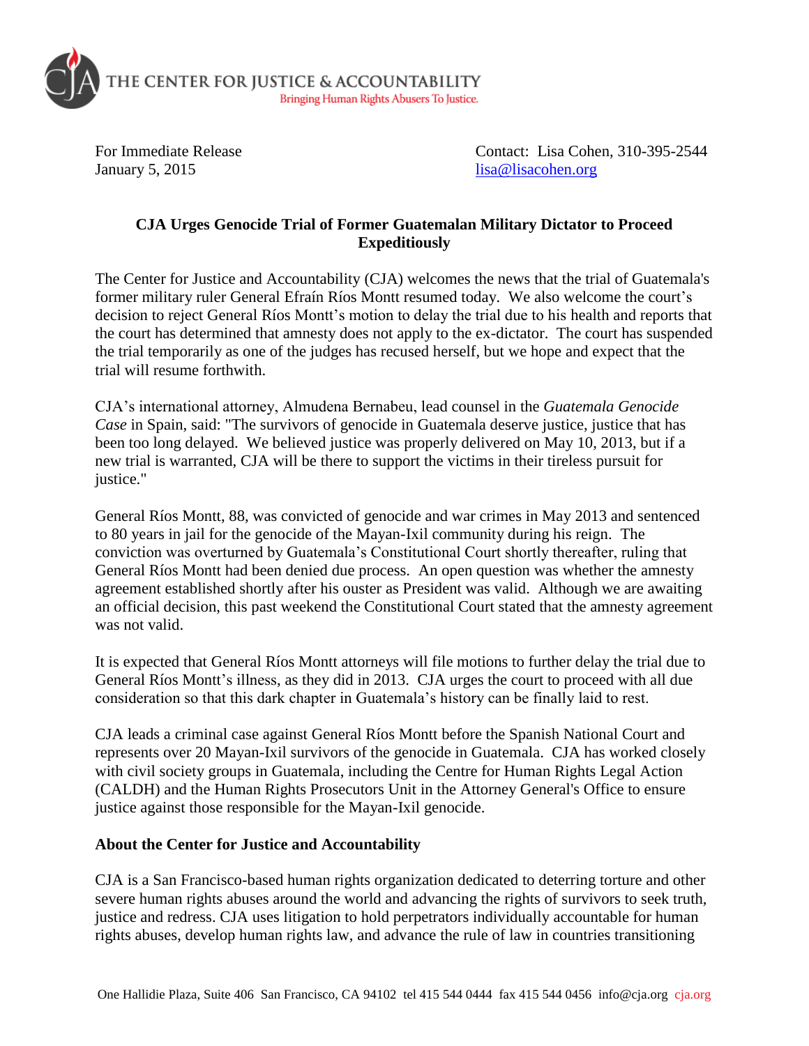THE CENTER FOR JUSTICE & ACCOUNTABILITY
Bringing Human Rights Abusers To Justice.

For Immediate Release
January 5, 2015

Contact: Lisa Cohen, 310-395-2544
lisa@lisacohen.org

**CJA Urges Genocide Trial of Former Guatemalan Military Dictator to Proceed Expeditiously**

The Center for Justice and Accountability (CJA) welcomes the news that the trial of Guatemala's former military ruler General Efraín Ríos Montt resumed today. We also welcome the court's decision to reject General Ríos Montt's motion to delay the trial due to his health and reports that the court has determined that amnesty does not apply to the ex-dictator. The court has suspended the trial temporarily as one of the judges has recused herself, but we hope and expect that the trial will resume forthwith.

CJA's international attorney, Almudena Bernabeu, lead counsel in the *Guatemala Genocide Case* in Spain, said: "The survivors of genocide in Guatemala deserve justice, justice that has been too long delayed. We believed justice was properly delivered on May 10, 2013, but if a new trial is warranted, CJA will be there to support the victims in their tireless pursuit for justice."

General Ríos Montt, 88, was convicted of genocide and war crimes in May 2013 and sentenced to 80 years in jail for the genocide of the Mayan-Ixil community during his reign. The conviction was overturned by Guatemala's Constitutional Court shortly thereafter, ruling that General Ríos Montt had been denied due process. An open question was whether the amnesty agreement established shortly after his ouster as President was valid. Although we are awaiting an official decision, this past weekend the Constitutional Court stated that the amnesty agreement was not valid.

It is expected that General Ríos Montt attorneys will file motions to further delay the trial due to General Ríos Montt's illness, as they did in 2013. CJA urges the court to proceed with all due consideration so that this dark chapter in Guatemala's history can be finally laid to rest.

CJA leads a criminal case against General Ríos Montt before the Spanish National Court and represents over 20 Mayan-Ixil survivors of the genocide in Guatemala. CJA has worked closely with civil society groups in Guatemala, including the Centre for Human Rights Legal Action (CALDH) and the Human Rights Prosecutors Unit in the Attorney General's Office to ensure justice against those responsible for the Mayan-Ixil genocide.

**About the Center for Justice and Accountability**

CJA is a San Francisco-based human rights organization dedicated to deterring torture and other severe human rights abuses around the world and advancing the rights of survivors to seek truth, justice and redress. CJA uses litigation to hold perpetrators individually accountable for human rights abuses, develop human rights law, and advance the rule of law in countries transitioning

One Hallidie Plaza, Suite 406 San Francisco, CA 94102 tel 415 544 0444 fax 415 544 0456 info@cja.org cja.org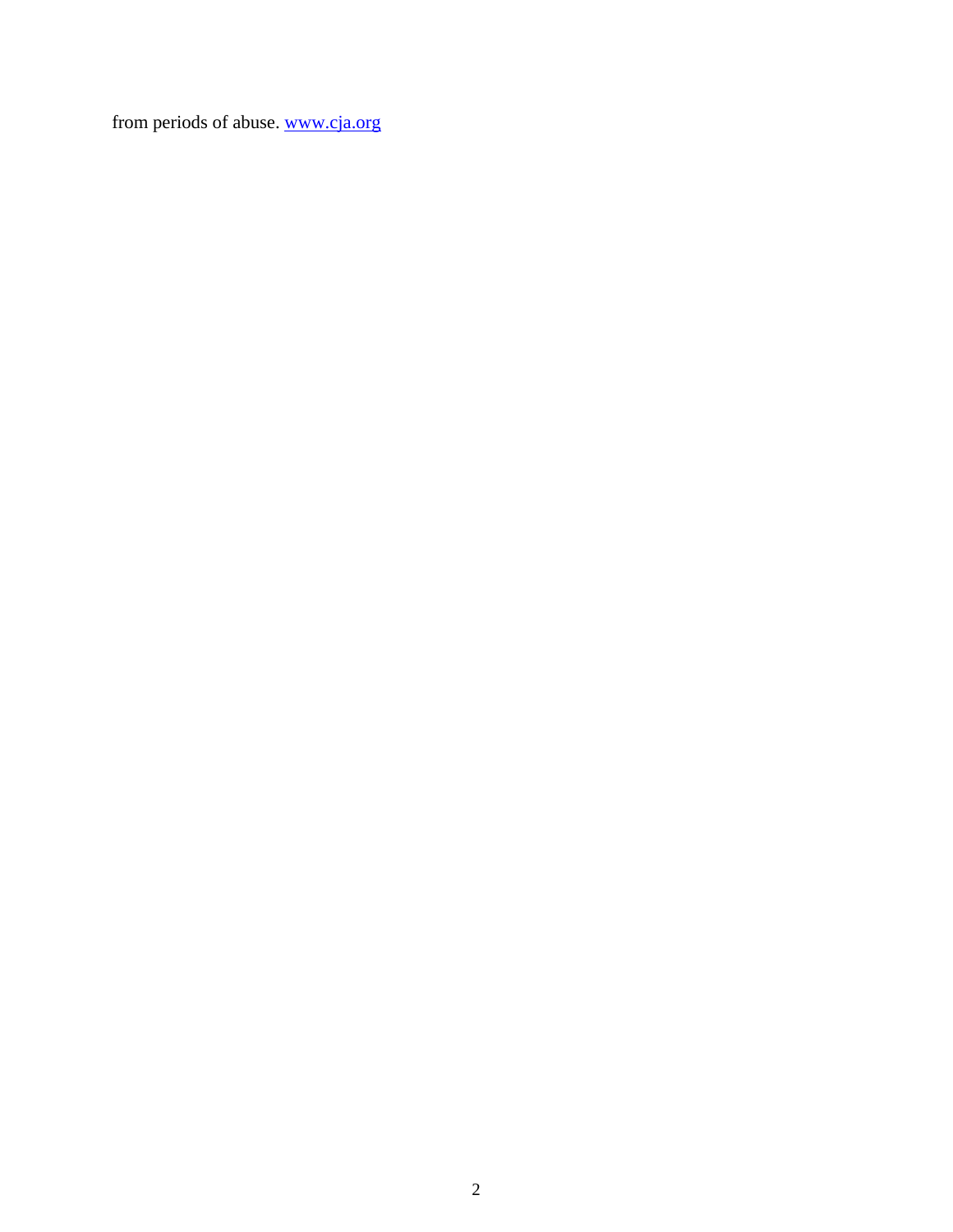from periods of abuse. [www.cja.org](http://www.cja.org)